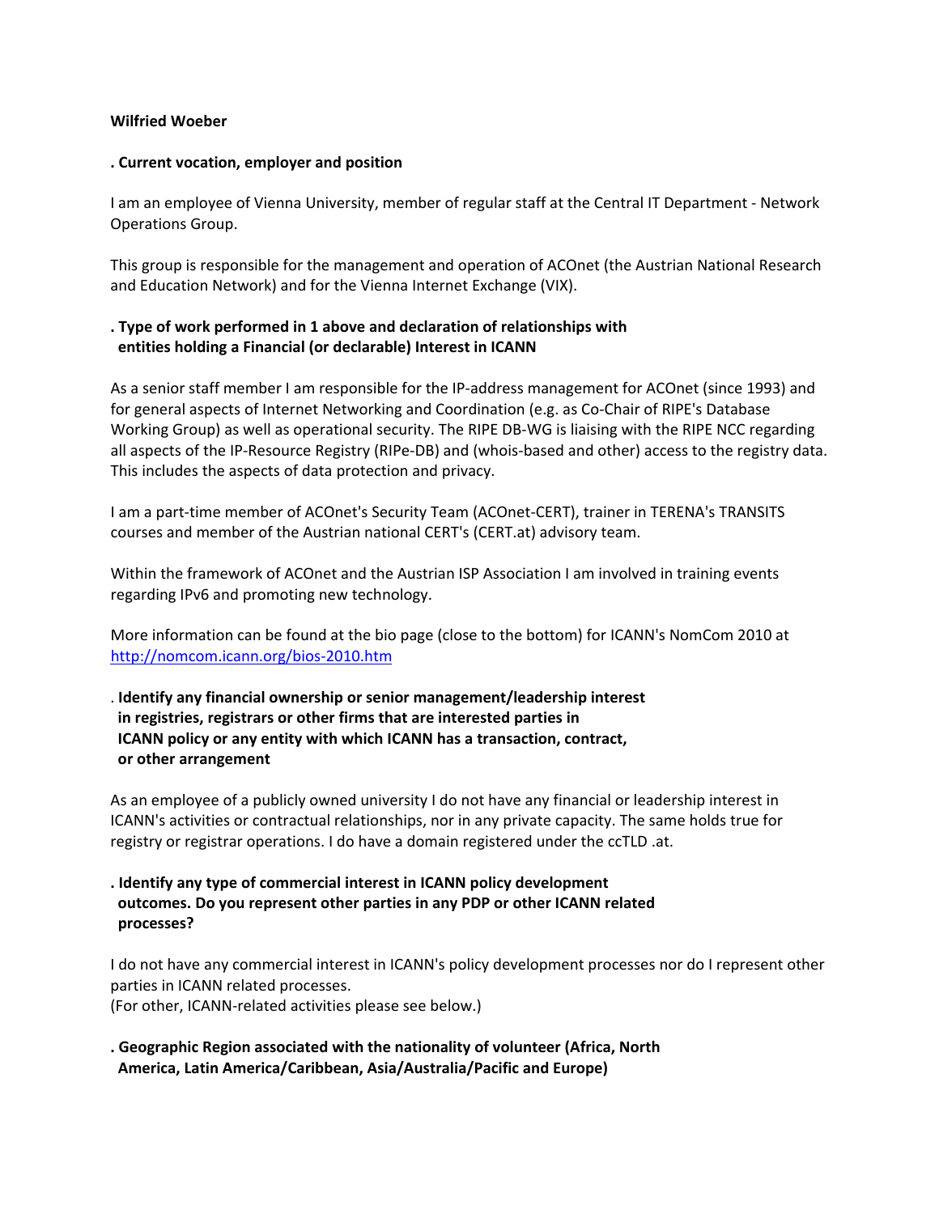**Wilfried Woeber**

**. Current vocation, employer and position**

I am an employee of Vienna University, member of regular staff at the Central IT Department - Network Operations Group.

This group is responsible for the management and operation of ACOnet (the Austrian National Research and Education Network) and for the Vienna Internet Exchange (VIX).

**. Type of work performed in 1 above and declaration of relationships with entities holding a Financial (or declarable) Interest in ICANN**

As a senior staff member I am responsible for the IP-address management for ACOnet (since 1993) and for general aspects of Internet Networking and Coordination (e.g. as Co-Chair of RIPE's Database Working Group) as well as operational security. The RIPE DB-WG is liaising with the RIPE NCC regarding all aspects of the IP-Resource Registry (RIPe-DB) and (whois-based and other) access to the registry data. This includes the aspects of data protection and privacy.

I am a part-time member of ACOnet's Security Team (ACOnet-CERT), trainer in TERENA's TRANSITS courses and member of the Austrian national CERT's (CERT.at) advisory team.

Within the framework of ACOnet and the Austrian ISP Association I am involved in training events regarding IPv6 and promoting new technology.

More information can be found at the bio page (close to the bottom) for ICANN's NomCom 2010 at [http://nomcom.icann.org/bios-2010.htm](http://nomcom.icann.org/bios-2010.htm)

. **Identify any financial ownership or senior management/leadership interest in registries, registrars or other firms that are interested parties in ICANN policy or any entity with which ICANN has a transaction, contract, or other arrangement**

As an employee of a publicly owned university I do not have any financial or leadership interest in ICANN's activities or contractual relationships, nor in any private capacity. The same holds true for registry or registrar operations. I do have a domain registered under the ccTLD .at.

**. Identify any type of commercial interest in ICANN policy development outcomes. Do you represent other parties in any PDP or other ICANN related processes?**

I do not have any commercial interest in ICANN's policy development processes nor do I represent other parties in ICANN related processes.
(For other, ICANN-related activities please see below.)

**. Geographic Region associated with the nationality of volunteer (Africa, North America, Latin America/Caribbean, Asia/Australia/Pacific and Europe)**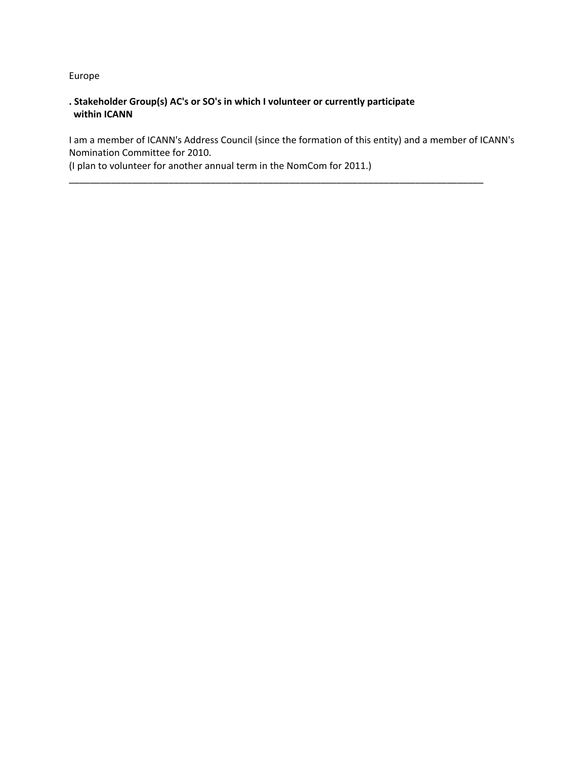Europe

**. Stakeholder Group(s) AC's or SO's in which I volunteer or currently participate within ICANN**

I am a member of ICANN's Address Council (since the formation of this entity) and a member of ICANN's Nomination Committee for 2010.
(I plan to volunteer for another annual term in the NomCom for 2011.)

---